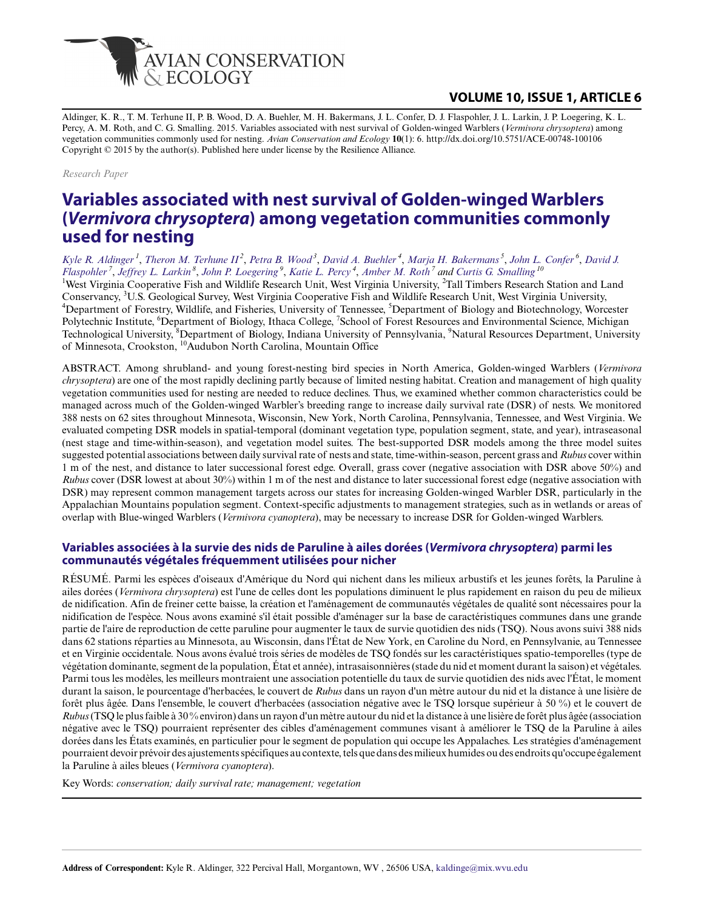Aldinger, K. R., T. M. Terhune II, P. B. Wood, D. A. Buehler, M. H. Bakermans, J. L. Confer, D. J. Flaspohler, J. L. Larkin, J. P. Loegering, K. L. Percy, A. M. Roth, and C. G. Smalling. 2015. Variables associated with nest survival of Golden-winged Warblers (*Vermivora chrysoptera*) among vegetation communities commonly used for nesting. *Avian Conservation and Ecology* **10**(1): 6. http://dx.doi.org/10.5751/ACE-00748-100106
Copyright © 2015 by the author(s). Published here under license by the Resilience Alliance.

*Research Paper*

# Variables associated with nest survival of Golden-winged Warblers (*Vermivora chrysoptera*) among vegetation communities commonly used for nesting

*Kyle R. Aldinger* [1], *Theron M. Terhune II* [2], *Petra B. Wood* [3], *David A. Buehler* [4], *Marja H. Bakermans* [5], *John L. Confer* [6], *David J. Flaspohler* [7], *Jeffrey L. Larkin* [8], *John P. Loegering* [9], *Katie L. Percy* [4], *Amber M. Roth* [7] and *Curtis G. Smalling* [10]

[1]West Virginia Cooperative Fish and Wildlife Research Unit, West Virginia University, [2]Tall Timbers Research Station and Land Conservancy, [3]U.S. Geological Survey, West Virginia Cooperative Fish and Wildlife Research Unit, West Virginia University, [4]Department of Forestry, Wildlife, and Fisheries, University of Tennessee, [5]Department of Biology and Biotechnology, Worcester Polytechnic Institute, [6]Department of Biology, Ithaca College, [7]School of Forest Resources and Environmental Science, Michigan Technological University, [8]Department of Biology, Indiana University of Pennsylvania, [9]Natural Resources Department, University of Minnesota, Crookston, [10]Audubon North Carolina, Mountain Office

ABSTRACT. Among shrubland- and young forest-nesting bird species in North America, Golden-winged Warblers (*Vermivora chrysoptera*) are one of the most rapidly declining partly because of limited nesting habitat. Creation and management of high quality vegetation communities used for nesting are needed to reduce declines. Thus, we examined whether common characteristics could be managed across much of the Golden-winged Warbler's breeding range to increase daily survival rate (DSR) of nests. We monitored 388 nests on 62 sites throughout Minnesota, Wisconsin, New York, North Carolina, Pennsylvania, Tennessee, and West Virginia. We evaluated competing DSR models in spatial-temporal (dominant vegetation type, population segment, state, and year), intraseasonal (nest stage and time-within-season), and vegetation model suites. The best-supported DSR models among the three model suites suggested potential associations between daily survival rate of nests and state, time-within-season, percent grass and *Rubus* cover within 1 m of the nest, and distance to later successional forest edge. Overall, grass cover (negative association with DSR above 50%) and *Rubus* cover (DSR lowest at about 30%) within 1 m of the nest and distance to later successional forest edge (negative association with DSR) may represent common management targets across our states for increasing Golden-winged Warbler DSR, particularly in the Appalachian Mountains population segment. Context-specific adjustments to management strategies, such as in wetlands or areas of overlap with Blue-winged Warblers (*Vermivora cyanoptera*), may be necessary to increase DSR for Golden-winged Warblers.

## Variables associées à la survie des nids de Paruline à ailes dorées (*Vermivora chrysoptera*) parmi les communautés végétales fréquemment utilisées pour nicher

RÉSUMÉ. Parmi les espèces d'oiseaux d'Amérique du Nord qui nichent dans les milieux arbustifs et les jeunes forêts, la Paruline à ailes dorées (*Vermivora chrysoptera*) est l'une de celles dont les populations diminuent le plus rapidement en raison du peu de milieux de nidification. Afin de freiner cette baisse, la création et l'aménagement de communautés végétales de qualité sont nécessaires pour la nidification de l'espèce. Nous avons examiné s'il était possible d'aménager sur la base de caractéristiques communes dans une grande partie de l'aire de reproduction de cette paruline pour augmenter le taux de survie quotidien des nids (TSQ). Nous avons suivi 388 nids dans 62 stations réparties au Minnesota, au Wisconsin, dans l'État de New York, en Caroline du Nord, en Pennsylvanie, au Tennessee et en Virginie occidentale. Nous avons évalué trois séries de modèles de TSQ fondés sur les caractéristiques spatio-temporelles (type de végétation dominante, segment de la population, État et année), intrasaisonnières (stade du nid et moment durant la saison) et végétales. Parmi tous les modèles, les meilleurs montraient une association potentielle du taux de survie quotidien des nids avec l'État, le moment durant la saison, le pourcentage d'herbacées, le couvert de *Rubus* dans un rayon d'un mètre autour du nid et la distance à une lisière de forêt plus âgée. Dans l'ensemble, le couvert d'herbacées (association négative avec le TSQ lorsque supérieur à 50 %) et le couvert de *Rubus* (TSQ le plus faible à 30 % environ) dans un rayon d'un mètre autour du nid et la distance à une lisière de forêt plus âgée (association négative avec le TSQ) pourraient représenter des cibles d'aménagement communes visant à améliorer le TSQ de la Paruline à ailes dorées dans les États examinés, en particulier pour le segment de population qui occupe les Appalaches. Les stratégies d'aménagement pourraient devoir prévoir des ajustements spécifiques au contexte, tels que dans des milieux humides ou des endroits qu'occupe également la Paruline à ailes bleues (*Vermivora cyanoptera*).

Key Words: *conservation; daily survival rate; management; vegetation*

---

**Address of Correspondent:** Kyle R. Aldinger, 322 Percival Hall, Morgantown, WV , 26506 USA, kaldinge@mix.wvu.edu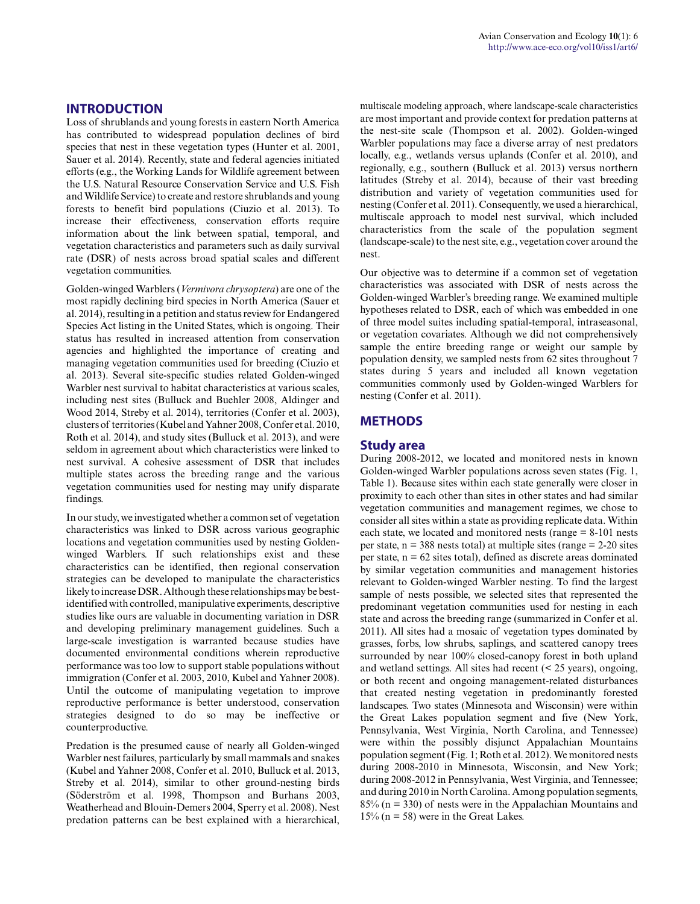## INTRODUCTION

Loss of shrublands and young forests in eastern North America has contributed to widespread population declines of bird species that nest in these vegetation types (Hunter et al. 2001, Sauer et al. 2014). Recently, state and federal agencies initiated efforts (e.g., the Working Lands for Wildlife agreement between the U.S. Natural Resource Conservation Service and U.S. Fish and Wildlife Service) to create and restore shrublands and young forests to benefit bird populations (Ciuzio et al. 2013). To increase their effectiveness, conservation efforts require information about the link between spatial, temporal, and vegetation characteristics and parameters such as daily survival rate (DSR) of nests across broad spatial scales and different vegetation communities.

Golden-winged Warblers (*Vermivora chrysoptera*) are one of the most rapidly declining bird species in North America (Sauer et al. 2014), resulting in a petition and status review for Endangered Species Act listing in the United States, which is ongoing. Their status has resulted in increased attention from conservation agencies and highlighted the importance of creating and managing vegetation communities used for breeding (Ciuzio et al. 2013). Several site-specific studies related Golden-winged Warbler nest survival to habitat characteristics at various scales, including nest sites (Bulluck and Buehler 2008, Aldinger and Wood 2014, Streby et al. 2014), territories (Confer et al. 2003), clusters of territories (Kubel and Yahner 2008, Confer et al. 2010, Roth et al. 2014), and study sites (Bulluck et al. 2013), and were seldom in agreement about which characteristics were linked to nest survival. A cohesive assessment of DSR that includes multiple states across the breeding range and the various vegetation communities used for nesting may unify disparate findings.

In our study, we investigated whether a common set of vegetation characteristics was linked to DSR across various geographic locations and vegetation communities used by nesting Golden-winged Warblers. If such relationships exist and these characteristics can be identified, then regional conservation strategies can be developed to manipulate the characteristics likely to increase DSR. Although these relationships may be best-identified with controlled, manipulative experiments, descriptive studies like ours are valuable in documenting variation in DSR and developing preliminary management guidelines. Such a large-scale investigation is warranted because studies have documented environmental conditions wherein reproductive performance was too low to support stable populations without immigration (Confer et al. 2003, 2010, Kubel and Yahner 2008). Until the outcome of manipulating vegetation to improve reproductive performance is better understood, conservation strategies designed to do so may be ineffective or counterproductive.

Predation is the presumed cause of nearly all Golden-winged Warbler nest failures, particularly by small mammals and snakes (Kubel and Yahner 2008, Confer et al. 2010, Bulluck et al. 2013, Streby et al. 2014), similar to other ground-nesting birds (Söderström et al. 1998, Thompson and Burhans 2003, Weatherhead and Blouin-Demers 2004, Sperry et al. 2008). Nest predation patterns can be best explained with a hierarchical, multiscale modeling approach, where landscape-scale characteristics are most important and provide context for predation patterns at the nest-site scale (Thompson et al. 2002). Golden-winged Warbler populations may face a diverse array of nest predators locally, e.g., wetlands versus uplands (Confer et al. 2010), and regionally, e.g., southern (Bulluck et al. 2013) versus northern latitudes (Streby et al. 2014), because of their vast breeding distribution and variety of vegetation communities used for nesting (Confer et al. 2011). Consequently, we used a hierarchical, multiscale approach to model nest survival, which included characteristics from the scale of the population segment (landscape-scale) to the nest site, e.g., vegetation cover around the nest.

Our objective was to determine if a common set of vegetation characteristics was associated with DSR of nests across the Golden-winged Warbler's breeding range. We examined multiple hypotheses related to DSR, each of which was embedded in one of three model suites including spatial-temporal, intraseasonal, or vegetation covariates. Although we did not comprehensively sample the entire breeding range or weight our sample by population density, we sampled nests from 62 sites throughout 7 states during 5 years and included all known vegetation communities commonly used by Golden-winged Warblers for nesting (Confer et al. 2011).

## METHODS

### Study area

During 2008-2012, we located and monitored nests in known Golden-winged Warbler populations across seven states (Fig. 1, Table 1). Because sites within each state generally were closer in proximity to each other than sites in other states and had similar vegetation communities and management regimes, we chose to consider all sites within a state as providing replicate data. Within each state, we located and monitored nests (range = 8-101 nests per state, n = 388 nests total) at multiple sites (range = 2-20 sites per state, n = 62 sites total), defined as discrete areas dominated by similar vegetation communities and management histories relevant to Golden-winged Warbler nesting. To find the largest sample of nests possible, we selected sites that represented the predominant vegetation communities used for nesting in each state and across the breeding range (summarized in Confer et al. 2011). All sites had a mosaic of vegetation types dominated by grasses, forbs, low shrubs, saplings, and scattered canopy trees surrounded by near 100% closed-canopy forest in both upland and wetland settings. All sites had recent (< 25 years), ongoing, or both recent and ongoing management-related disturbances that created nesting vegetation in predominantly forested landscapes. Two states (Minnesota and Wisconsin) were within the Great Lakes population segment and five (New York, Pennsylvania, West Virginia, North Carolina, and Tennessee) were within the possibly disjunct Appalachian Mountains population segment (Fig. 1; Roth et al. 2012). We monitored nests during 2008-2010 in Minnesota, Wisconsin, and New York; during 2008-2012 in Pennsylvania, West Virginia, and Tennessee; and during 2010 in North Carolina. Among population segments, 85% (n = 330) of nests were in the Appalachian Mountains and 15% (n = 58) were in the Great Lakes.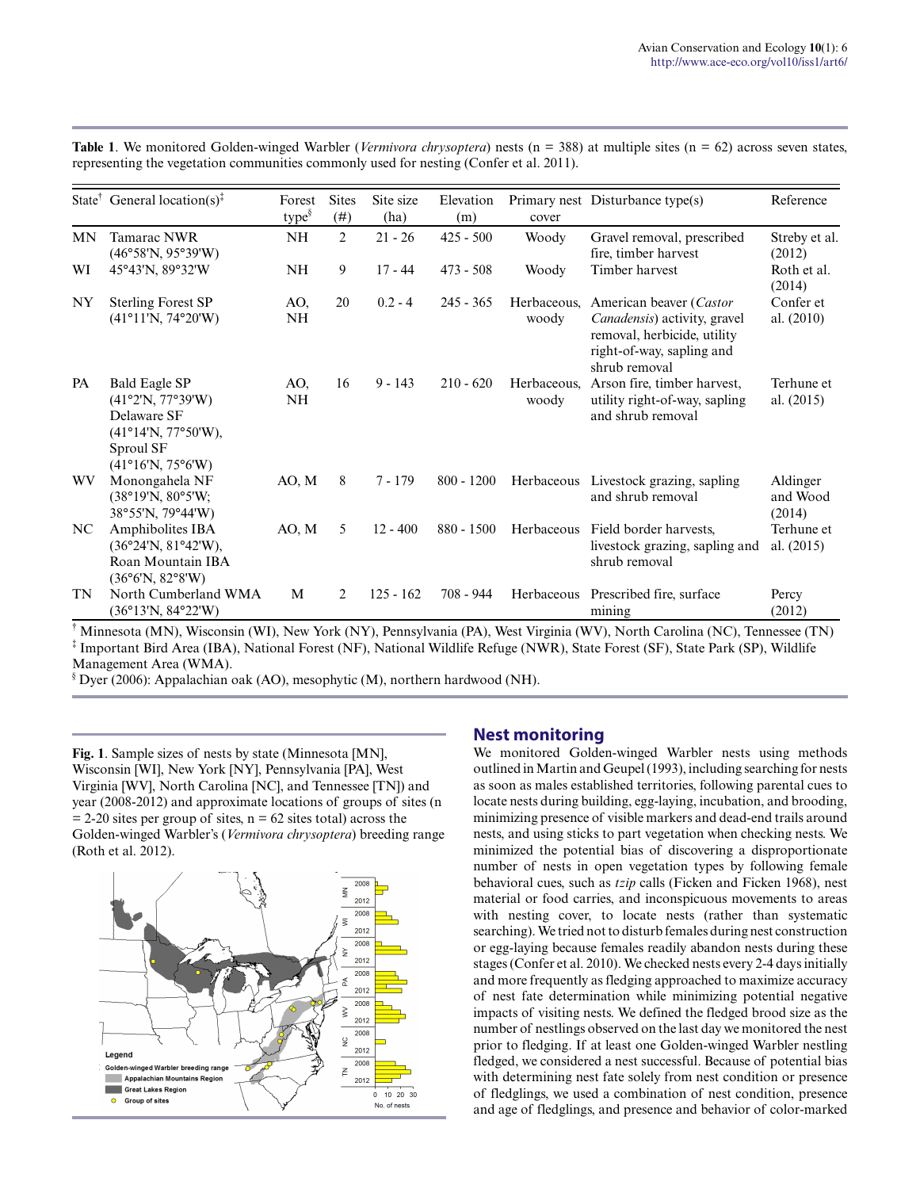**Table 1**. We monitored Golden-winged Warbler (*Vermivora chrysoptera*) nests (n = 388) at multiple sites (n = 62) across seven states, representing the vegetation communities commonly used for nesting (Confer et al. 2011).

| State[†] | General location(s)[‡] | Forest type[§] | Sites (#) | Site size (ha) | Elevation (m) | Primary nest cover | Disturbance type(s) | Reference |
|---|---|---|---|---|---|---|---|---|
| MN | Tamarac NWR (46°58'N, 95°39'W) | NH | 2 | 21 - 26 | 425 - 500 | Woody | Gravel removal, prescribed fire, timber harvest | Streby et al. (2012) |
| WI | 45°43'N, 89°32'W | NH | 9 | 17 - 44 | 473 - 508 | Woody | Timber harvest | Roth et al. (2014) |
| NY | Sterling Forest SP (41°11'N, 74°20'W) | AO, NH | 20 | 0.2 - 4 | 245 - 365 | Herbaceous, woody | American beaver (*Castor Canadensis*) activity, gravel removal, herbicide, utility right-of-way, sapling and shrub removal | Confer et al. (2010) |
| PA | Bald Eagle SP (41°2'N, 77°39'W) Delaware SF (41°14'N, 77°50'W), Sproul SF (41°16'N, 75°6'W) | AO, NH | 16 | 9 - 143 | 210 - 620 | Herbaceous, woody | Arson fire, timber harvest, utility right-of-way, sapling and shrub removal | Terhune et al. (2015) |
| WV | Monongahela NF (38°19'N, 80°5'W; 38°55'N, 79°44'W) | AO, M | 8 | 7 - 179 | 800 - 1200 | Herbaceous | Livestock grazing, sapling and shrub removal | Aldinger and Wood (2014) |
| NC | Amphibolites IBA (36°24'N, 81°42'W), Roan Mountain IBA (36°6'N, 82°8'W) | AO, M | 5 | 12 - 400 | 880 - 1500 | Herbaceous | Field border harvests, livestock grazing, sapling and shrub removal | Terhune et al. (2015) |
| TN | North Cumberland WMA (36°13'N, 84°22'W) | M | 2 | 125 - 162 | 708 - 944 | Herbaceous | Prescribed fire, surface mining | Percy (2012) |

[†] Minnesota (MN), Wisconsin (WI), New York (NY), Pennsylvania (PA), West Virginia (WV), North Carolina (NC), Tennessee (TN)
[‡] Important Bird Area (IBA), National Forest (NF), National Wildlife Refuge (NWR), State Forest (SF), State Park (SP), Wildlife Management Area (WMA).
[§] Dyer (2006): Appalachian oak (AO), mesophytic (M), northern hardwood (NH).

**Fig. 1**. Sample sizes of nests by state (Minnesota [MN], Wisconsin [WI], New York [NY], Pennsylvania [PA], West Virginia [WV], North Carolina [NC], and Tennessee [TN]) and year (2008-2012) and approximate locations of groups of sites (n = 2-20 sites per group of sites, n = 62 sites total) across the Golden-winged Warbler's (*Vermivora chrysoptera*) breeding range (Roth et al. 2012).

## Nest monitoring

We monitored Golden-winged Warbler nests using methods outlined in Martin and Geupel (1993), including searching for nests as soon as males established territories, following parental cues to locate nests during building, egg-laying, incubation, and brooding, minimizing presence of visible markers and dead-end trails around nests, and using sticks to part vegetation when checking nests. We minimized the potential bias of discovering a disproportionate number of nests in open vegetation types by following female behavioral cues, such as *tzip* calls (Ficken and Ficken 1968), nest material or food carries, and inconspicuous movements to areas with nesting cover, to locate nests (rather than systematic searching). We tried not to disturb females during nest construction or egg-laying because females readily abandon nests during these stages (Confer et al. 2010). We checked nests every 2-4 days initially and more frequently as fledging approached to maximize accuracy of nest fate determination while minimizing potential negative impacts of visiting nests. We defined the fledged brood size as the number of nestlings observed on the last day we monitored the nest prior to fledging. If at least one Golden-winged Warbler nestling fledged, we considered a nest successful. Because of potential bias with determining nest fate solely from nest condition or presence of fledglings, we used a combination of nest condition, presence and age of fledglings, and presence and behavior of color-marked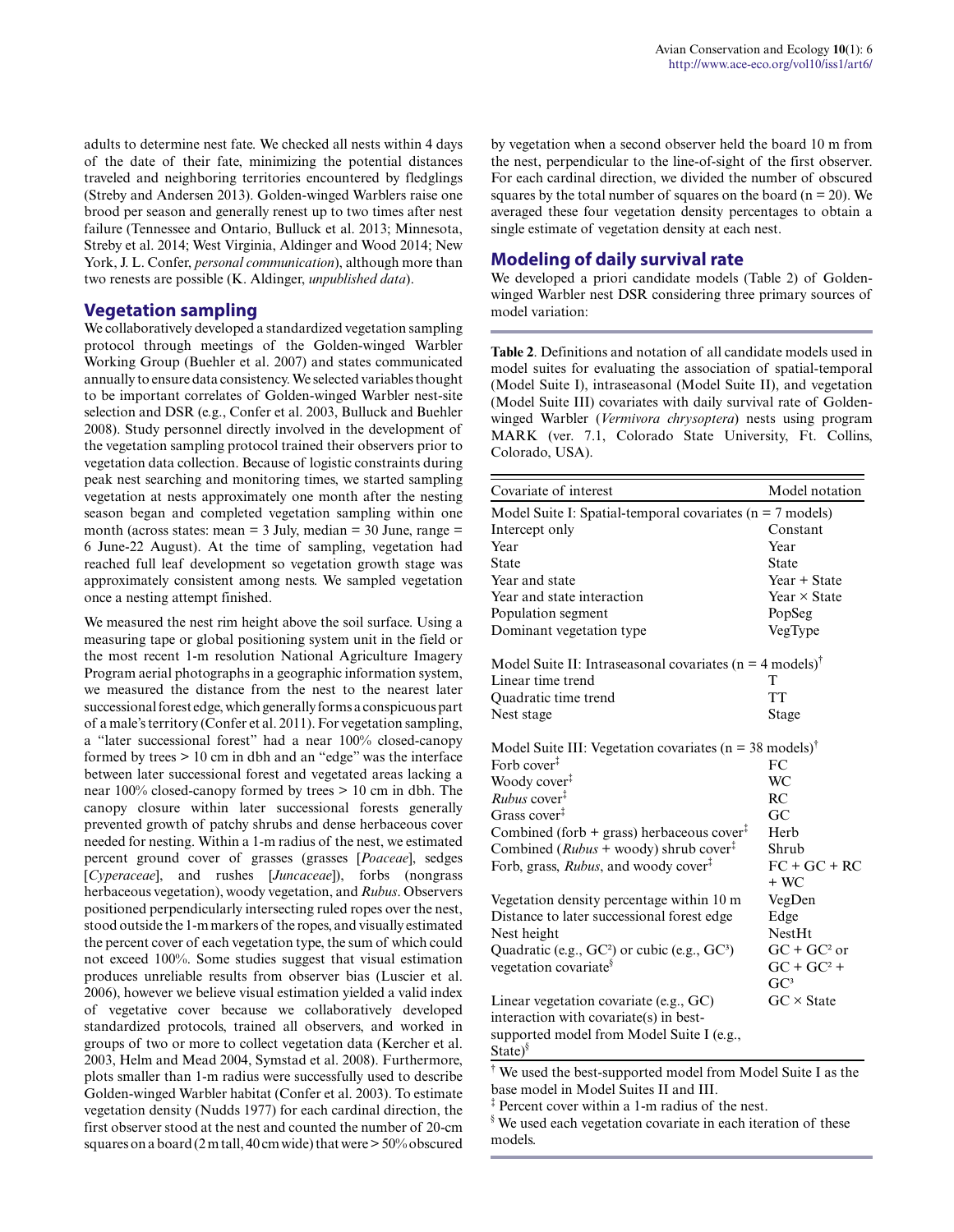adults to determine nest fate. We checked all nests within 4 days of the date of their fate, minimizing the potential distances traveled and neighboring territories encountered by fledglings (Streby and Andersen 2013). Golden-winged Warblers raise one brood per season and generally renest up to two times after nest failure (Tennessee and Ontario, Bulluck et al. 2013; Minnesota, Streby et al. 2014; West Virginia, Aldinger and Wood 2014; New York, J. L. Confer, *personal communication*), although more than two renests are possible (K. Aldinger, *unpublished data*).

## Vegetation sampling

We collaboratively developed a standardized vegetation sampling protocol through meetings of the Golden-winged Warbler Working Group (Buehler et al. 2007) and states communicated annually to ensure data consistency. We selected variables thought to be important correlates of Golden-winged Warbler nest-site selection and DSR (e.g., Confer et al. 2003, Bulluck and Buehler 2008). Study personnel directly involved in the development of the vegetation sampling protocol trained their observers prior to vegetation data collection. Because of logistic constraints during peak nest searching and monitoring times, we started sampling vegetation at nests approximately one month after the nesting season began and completed vegetation sampling within one month (across states: mean = 3 July, median = 30 June, range = 6 June-22 August). At the time of sampling, vegetation had reached full leaf development so vegetation growth stage was approximately consistent among nests. We sampled vegetation once a nesting attempt finished.

We measured the nest rim height above the soil surface. Using a measuring tape or global positioning system unit in the field or the most recent 1-m resolution National Agriculture Imagery Program aerial photographs in a geographic information system, we measured the distance from the nest to the nearest later successional forest edge, which generally forms a conspicuous part of a male's territory (Confer et al. 2011). For vegetation sampling, a "later successional forest" had a near 100% closed-canopy formed by trees > 10 cm in dbh and an "edge" was the interface between later successional forest and vegetated areas lacking a near 100% closed-canopy formed by trees > 10 cm in dbh. The canopy closure within later successional forests generally prevented growth of patchy shrubs and dense herbaceous cover needed for nesting. Within a 1-m radius of the nest, we estimated percent ground cover of grasses (grasses [*Poaceae*], sedges [*Cyperaceae*], and rushes [*Juncaceae*]), forbs (nongrass herbaceous vegetation), woody vegetation, and *Rubus*. Observers positioned perpendicularly intersecting ruled ropes over the nest, stood outside the 1-m markers of the ropes, and visually estimated the percent cover of each vegetation type, the sum of which could not exceed 100%. Some studies suggest that visual estimation produces unreliable results from observer bias (Luscier et al. 2006), however we believe visual estimation yielded a valid index of vegetative cover because we collaboratively developed standardized protocols, trained all observers, and worked in groups of two or more to collect vegetation data (Kercher et al. 2003, Helm and Mead 2004, Symstad et al. 2008). Furthermore, plots smaller than 1-m radius were successfully used to describe Golden-winged Warbler habitat (Confer et al. 2003). To estimate vegetation density (Nudds 1977) for each cardinal direction, the first observer stood at the nest and counted the number of 20-cm squares on a board (2 m tall, 40 cm wide) that were > 50% obscured by vegetation when a second observer held the board 10 m from the nest, perpendicular to the line-of-sight of the first observer. For each cardinal direction, we divided the number of obscured squares by the total number of squares on the board (n = 20). We averaged these four vegetation density percentages to obtain a single estimate of vegetation density at each nest.

## Modeling of daily survival rate

We developed a priori candidate models (Table 2) of Golden-winged Warbler nest DSR considering three primary sources of model variation:

**Table 2**. Definitions and notation of all candidate models used in model suites for evaluating the association of spatial-temporal (Model Suite I), intraseasonal (Model Suite II), and vegetation (Model Suite III) covariates with daily survival rate of Golden-winged Warbler (*Vermivora chrysoptera*) nests using program MARK (ver. 7.1, Colorado State University, Ft. Collins, Colorado, USA).

| Covariate of interest | Model notation |
|---|---|
| Model Suite I: Spatial-temporal covariates (n = 7 models) | |
| Intercept only | Constant |
| Year | Year |
| State | State |
| Year and state | Year + State |
| Year and state interaction | Year × State |
| Population segment | PopSeg |
| Dominant vegetation type | VegType |
| Model Suite II: Intraseasonal covariates (n = 4 models)[†] | |
| Linear time trend | T |
| Quadratic time trend | TT |
| Nest stage | Stage |
| Model Suite III: Vegetation covariates (n = 38 models)[†] | |
| Forb cover[‡] | FC |
| Woody cover[‡] | WC |
| *Rubus* cover[‡] | RC |
| Grass cover[‡] | GC |
| Combined (forb + grass) herbaceous cover[‡] | Herb |
| Combined (*Rubus* + woody) shrub cover[‡] | Shrub |
| Forb, grass, *Rubus*, and woody cover[‡] | FC + GC + RC + WC |
| Vegetation density percentage within 10 m | VegDen |
| Distance to later successional forest edge | Edge |
| Nest height | NestHt |
| Quadratic (e.g., $GC^2$) or cubic (e.g., $GC^3$) vegetation covariate[§] | $GC + GC^2$ or $GC + GC^2 + GC^3$ |
| Linear vegetation covariate (e.g., GC) interaction with covariate(s) in best-supported model from Model Suite I (e.g., State)[§] | GC × State |

[†] We used the best-supported model from Model Suite I as the base model in Model Suites II and III.
[‡] Percent cover within a 1-m radius of the nest.
[§] We used each vegetation covariate in each iteration of these models.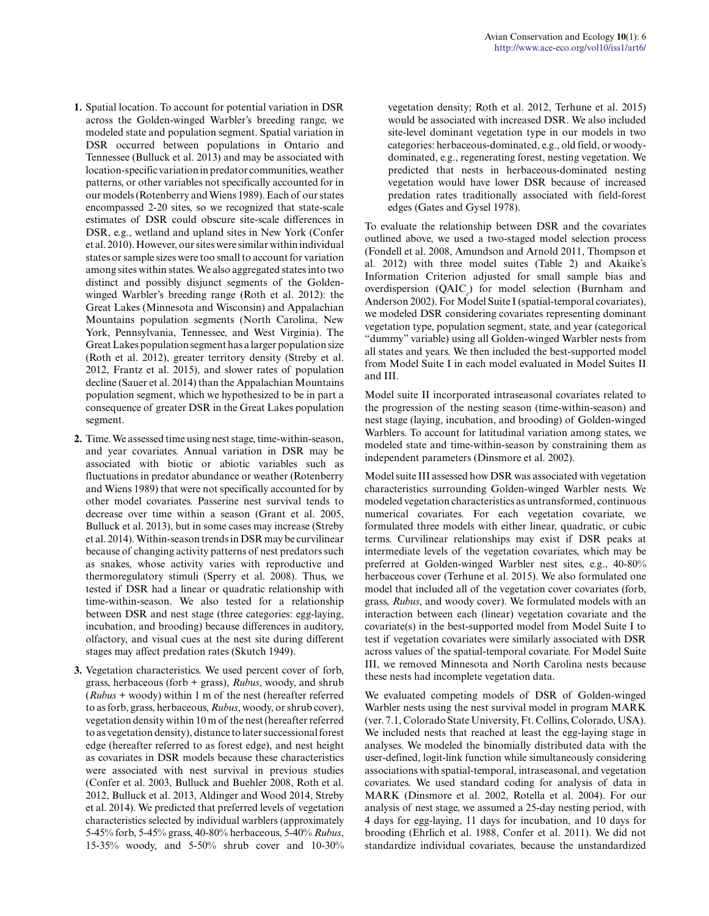1. Spatial location. To account for potential variation in DSR across the Golden-winged Warbler's breeding range, we modeled state and population segment. Spatial variation in DSR occurred between populations in Ontario and Tennessee (Bulluck et al. 2013) and may be associated with location-specific variation in predator communities, weather patterns, or other variables not specifically accounted for in our models (Rotenberry and Wiens 1989). Each of our states encompassed 2-20 sites, so we recognized that state-scale estimates of DSR could obscure site-scale differences in DSR, e.g., wetland and upland sites in New York (Confer et al. 2010). However, our sites were similar within individual states or sample sizes were too small to account for variation among sites within states. We also aggregated states into two distinct and possibly disjunct segments of the Golden-winged Warbler's breeding range (Roth et al. 2012): the Great Lakes (Minnesota and Wisconsin) and Appalachian Mountains population segments (North Carolina, New York, Pennsylvania, Tennessee, and West Virginia). The Great Lakes population segment has a larger population size (Roth et al. 2012), greater territory density (Streby et al. 2012, Frantz et al. 2015), and slower rates of population decline (Sauer et al. 2014) than the Appalachian Mountains population segment, which we hypothesized to be in part a consequence of greater DSR in the Great Lakes population segment.

2. Time. We assessed time using nest stage, time-within-season, and year covariates. Annual variation in DSR may be associated with biotic or abiotic variables such as fluctuations in predator abundance or weather (Rotenberry and Wiens 1989) that were not specifically accounted for by other model covariates. Passerine nest survival tends to decrease over time within a season (Grant et al. 2005, Bulluck et al. 2013), but in some cases may increase (Streby et al. 2014). Within-season trends in DSR may be curvilinear because of changing activity patterns of nest predators such as snakes, whose activity varies with reproductive and thermoregulatory stimuli (Sperry et al. 2008). Thus, we tested if DSR had a linear or quadratic relationship with time-within-season. We also tested for a relationship between DSR and nest stage (three categories: egg-laying, incubation, and brooding) because differences in auditory, olfactory, and visual cues at the nest site during different stages may affect predation rates (Skutch 1949).

3. Vegetation characteristics. We used percent cover of forb, grass, herbaceous (forb + grass), *Rubus*, woody, and shrub (*Rubus* + woody) within 1 m of the nest (hereafter referred to as forb, grass, herbaceous, *Rubus*, woody, or shrub cover), vegetation density within 10 m of the nest (hereafter referred to as vegetation density), distance to later successional forest edge (hereafter referred to as forest edge), and nest height as covariates in DSR models because these characteristics were associated with nest survival in previous studies (Confer et al. 2003, Bulluck and Buehler 2008, Roth et al. 2012, Bulluck et al. 2013, Aldinger and Wood 2014, Streby et al. 2014). We predicted that preferred levels of vegetation characteristics selected by individual warblers (approximately 5-45% forb, 5-45% grass, 40-80% herbaceous, 5-40% *Rubus*, 15-35% woody, and 5-50% shrub cover and 10-30% vegetation density; Roth et al. 2012, Terhune et al. 2015) would be associated with increased DSR. We also included site-level dominant vegetation type in our models in two categories: herbaceous-dominated, e.g., old field, or woody-dominated, e.g., regenerating forest, nesting vegetation. We predicted that nests in herbaceous-dominated nesting vegetation would have lower DSR because of increased predation rates traditionally associated with field-forest edges (Gates and Gysel 1978).

To evaluate the relationship between DSR and the covariates outlined above, we used a two-staged model selection process (Fondell et al. 2008, Amundson and Arnold 2011, Thompson et al. 2012) with three model suites (Table 2) and Akaike's Information Criterion adjusted for small sample bias and overdispersion ($QAIC_c$) for model selection (Burnham and Anderson 2002). For Model Suite I (spatial-temporal covariates), we modeled DSR considering covariates representing dominant vegetation type, population segment, state, and year (categorical "dummy" variable) using all Golden-winged Warbler nests from all states and years. We then included the best-supported model from Model Suite I in each model evaluated in Model Suites II and III.

Model suite II incorporated intraseasonal covariates related to the progression of the nesting season (time-within-season) and nest stage (laying, incubation, and brooding) of Golden-winged Warblers. To account for latitudinal variation among states, we modeled state and time-within-season by constraining them as independent parameters (Dinsmore et al. 2002).

Model suite III assessed how DSR was associated with vegetation characteristics surrounding Golden-winged Warbler nests. We modeled vegetation characteristics as untransformed, continuous numerical covariates. For each vegetation covariate, we formulated three models with either linear, quadratic, or cubic terms. Curvilinear relationships may exist if DSR peaks at intermediate levels of the vegetation covariates, which may be preferred at Golden-winged Warbler nest sites, e.g., 40-80% herbaceous cover (Terhune et al. 2015). We also formulated one model that included all of the vegetation cover covariates (forb, grass, *Rubus*, and woody cover). We formulated models with an interaction between each (linear) vegetation covariate and the covariate(s) in the best-supported model from Model Suite I to test if vegetation covariates were similarly associated with DSR across values of the spatial-temporal covariate. For Model Suite III, we removed Minnesota and North Carolina nests because these nests had incomplete vegetation data.

We evaluated competing models of DSR of Golden-winged Warbler nests using the nest survival model in program MARK (ver. 7.1, Colorado State University, Ft. Collins, Colorado, USA). We included nests that reached at least the egg-laying stage in analyses. We modeled the binomially distributed data with the user-defined, logit-link function while simultaneously considering associations with spatial-temporal, intraseasonal, and vegetation covariates. We used standard coding for analysis of data in MARK (Dinsmore et al. 2002, Rotella et al. 2004). For our analysis of nest stage, we assumed a 25-day nesting period, with 4 days for egg-laying, 11 days for incubation, and 10 days for brooding (Ehrlich et al. 1988, Confer et al. 2011). We did not standardize individual covariates, because the unstandardized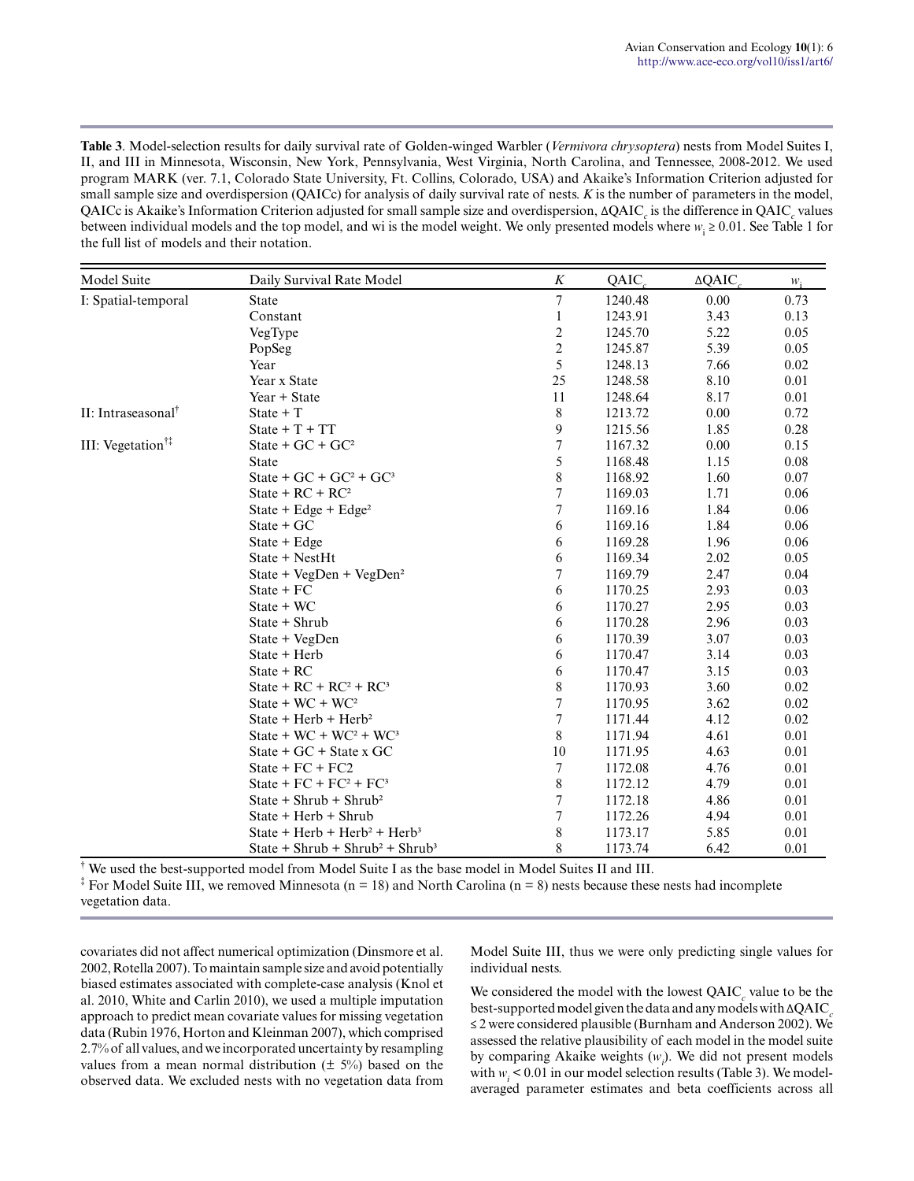**Table 3**. Model-selection results for daily survival rate of Golden-winged Warbler (*Vermivora chrysoptera*) nests from Model Suites I, II, and III in Minnesota, Wisconsin, New York, Pennsylvania, West Virginia, North Carolina, and Tennessee, 2008-2012. We used program MARK (ver. 7.1, Colorado State University, Ft. Collins, Colorado, USA) and Akaike's Information Criterion adjusted for small sample size and overdispersion (QAICc) for analysis of daily survival rate of nests. *K* is the number of parameters in the model, QAICc is Akaike's Information Criterion adjusted for small sample size and overdispersion, $\Delta QAIC_c$ is the difference in $QAIC_c$ values between individual models and the top model, and wi is the model weight. We only presented models where $w_i \geq 0.01$. See Table 1 for the full list of models and their notation.

| Model Suite | Daily Survival Rate Model | *K* | $QAIC_c$ | $\Delta QAIC_c$ | $w_i$ |
|---|---|---|---|---|---|
| I: Spatial-temporal | State | 7 | 1240.48 | 0.00 | 0.73 |
| | Constant | 1 | 1243.91 | 3.43 | 0.13 |
| | VegType | 2 | 1245.70 | 5.22 | 0.05 |
| | PopSeg | 2 | 1245.87 | 5.39 | 0.05 |
| | Year | 5 | 1248.13 | 7.66 | 0.02 |
| | Year x State | 25 | 1248.58 | 8.10 | 0.01 |
| | Year + State | 11 | 1248.64 | 8.17 | 0.01 |
| II: Intraseasonal[†] | State + T | 8 | 1213.72 | 0.00 | 0.72 |
| | State + T + TT | 9 | 1215.56 | 1.85 | 0.28 |
| III: Vegetation[†‡] | State + GC + GC² | 7 | 1167.32 | 0.00 | 0.15 |
| | State | 5 | 1168.48 | 1.15 | 0.08 |
| | State + GC + GC² + GC³ | 8 | 1168.92 | 1.60 | 0.07 |
| | State + RC + RC² | 7 | 1169.03 | 1.71 | 0.06 |
| | State + Edge + Edge² | 7 | 1169.16 | 1.84 | 0.06 |
| | State + GC | 6 | 1169.16 | 1.84 | 0.06 |
| | State + Edge | 6 | 1169.28 | 1.96 | 0.06 |
| | State + NestHt | 6 | 1169.34 | 2.02 | 0.05 |
| | State + VegDen + VegDen² | 7 | 1169.79 | 2.47 | 0.04 |
| | State + FC | 6 | 1170.25 | 2.93 | 0.03 |
| | State + WC | 6 | 1170.27 | 2.95 | 0.03 |
| | State + Shrub | 6 | 1170.28 | 2.96 | 0.03 |
| | State + VegDen | 6 | 1170.39 | 3.07 | 0.03 |
| | State + Herb | 6 | 1170.47 | 3.14 | 0.03 |
| | State + RC | 6 | 1170.47 | 3.15 | 0.03 |
| | State + RC + RC² + RC³ | 8 | 1170.93 | 3.60 | 0.02 |
| | State + WC + WC² | 7 | 1170.95 | 3.62 | 0.02 |
| | State + Herb + Herb² | 7 | 1171.44 | 4.12 | 0.02 |
| | State + WC + WC² + WC³ | 8 | 1171.94 | 4.61 | 0.01 |
| | State + GC + State x GC | 10 | 1171.95 | 4.63 | 0.01 |
| | State + FC + FC2 | 7 | 1172.08 | 4.76 | 0.01 |
| | State + FC + FC² + FC³ | 8 | 1172.12 | 4.79 | 0.01 |
| | State + Shrub + Shrub² | 7 | 1172.18 | 4.86 | 0.01 |
| | State + Herb + Shrub | 7 | 1172.26 | 4.94 | 0.01 |
| | State + Herb + Herb² + Herb³ | 8 | 1173.17 | 5.85 | 0.01 |
| | State + Shrub + Shrub² + Shrub³ | 8 | 1173.74 | 6.42 | 0.01 |

[†] We used the best-supported model from Model Suite I as the base model in Model Suites II and III.
[‡] For Model Suite III, we removed Minnesota (n = 18) and North Carolina (n = 8) nests because these nests had incomplete vegetation data.

covariates did not affect numerical optimization (Dinsmore et al. 2002, Rotella 2007). To maintain sample size and avoid potentially biased estimates associated with complete-case analysis (Knol et al. 2010, White and Carlin 2010), we used a multiple imputation approach to predict mean covariate values for missing vegetation data (Rubin 1976, Horton and Kleinman 2007), which comprised 2.7% of all values, and we incorporated uncertainty by resampling values from a mean normal distribution (± 5%) based on the observed data. We excluded nests with no vegetation data from Model Suite III, thus we were only predicting single values for individual nests.

We considered the model with the lowest $QAIC_c$ value to be the best-supported model given the data and any models with $\Delta QAIC_c \leq 2$ were considered plausible (Burnham and Anderson 2002). We assessed the relative plausibility of each model in the model suite by comparing Akaike weights ($w_i$). We did not present models with $w_i < 0.01$ in our model selection results (Table 3). We model-averaged parameter estimates and beta coefficients across all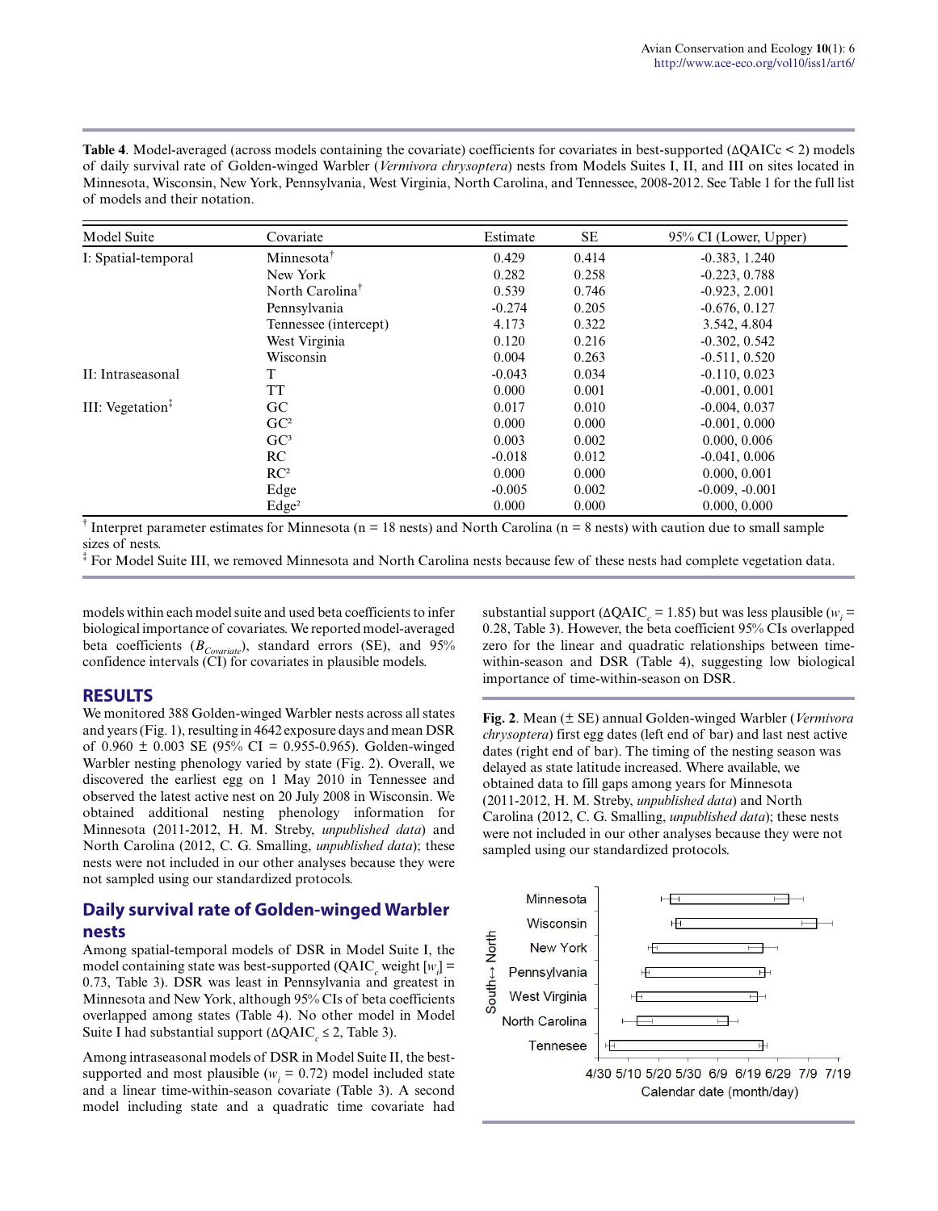**Table 4**. Model-averaged (across models containing the covariate) coefficients for covariates in best-supported (ΔQAICc < 2) models of daily survival rate of Golden-winged Warbler (*Vermivora chrysoptera*) nests from Models Suites I, II, and III on sites located in Minnesota, Wisconsin, New York, Pennsylvania, West Virginia, North Carolina, and Tennessee, 2008-2012. See Table 1 for the full list of models and their notation.

| Model Suite | Covariate | Estimate | SE | 95% CI (Lower, Upper) |
|---|---|---|---|---|
| I: Spatial-temporal | Minnesota[†] | 0.429 | 0.414 | -0.383, 1.240 |
| | New York | 0.282 | 0.258 | -0.223, 0.788 |
| | North Carolina[†] | 0.539 | 0.746 | -0.923, 2.001 |
| | Pennsylvania | -0.274 | 0.205 | -0.676, 0.127 |
| | Tennessee (intercept) | 4.173 | 0.322 | 3.542, 4.804 |
| | West Virginia | 0.120 | 0.216 | -0.302, 0.542 |
| | Wisconsin | 0.004 | 0.263 | -0.511, 0.520 |
| II: Intraseasonal | T | -0.043 | 0.034 | -0.110, 0.023 |
| | TT | 0.000 | 0.001 | -0.001, 0.001 |
| III: Vegetation[‡] | GC | 0.017 | 0.010 | -0.004, 0.037 |
| | $GC^2$ | 0.000 | 0.000 | -0.001, 0.000 |
| | $GC^3$ | 0.003 | 0.002 | 0.000, 0.006 |
| | RC | -0.018 | 0.012 | -0.041, 0.006 |
| | $RC^2$ | 0.000 | 0.000 | 0.000, 0.001 |
| | Edge | -0.005 | 0.002 | -0.009, -0.001 |
| | $Edge^2$ | 0.000 | 0.000 | 0.000, 0.000 |

[†] Interpret parameter estimates for Minnesota (n = 18 nests) and North Carolina (n = 8 nests) with caution due to small sample sizes of nests.
[‡] For Model Suite III, we removed Minnesota and North Carolina nests because few of these nests had complete vegetation data.

models within each model suite and used beta coefficients to infer biological importance of covariates. We reported model-averaged beta coefficients ($B_{Covariate}$), standard errors (SE), and 95% confidence intervals (CI) for covariates in plausible models.

## RESULTS

We monitored 388 Golden-winged Warbler nests across all states and years (Fig. 1), resulting in 4642 exposure days and mean DSR of 0.960 ± 0.003 SE (95% CI = 0.955-0.965). Golden-winged Warbler nesting phenology varied by state (Fig. 2). Overall, we discovered the earliest egg on 1 May 2010 in Tennessee and observed the latest active nest on 20 July 2008 in Wisconsin. We obtained additional nesting phenology information for Minnesota (2011-2012, H. M. Streby, *unpublished data*) and North Carolina (2012, C. G. Smalling, *unpublished data*); these nests were not included in our other analyses because they were not sampled using our standardized protocols.

## Daily survival rate of Golden-winged Warbler nests

Among spatial-temporal models of DSR in Model Suite I, the model containing state was best-supported (QAIC$_c$ weight [$w_i$] = 0.73, Table 3). DSR was least in Pennsylvania and greatest in Minnesota and New York, although 95% CIs of beta coefficients overlapped among states (Table 4). No other model in Model Suite I had substantial support (ΔQAIC$_c$ ≤ 2, Table 3).

Among intraseasonal models of DSR in Model Suite II, the best-supported and most plausible ($w_i$ = 0.72) model included state and a linear time-within-season covariate (Table 3). A second model including state and a quadratic time covariate had substantial support (ΔQAIC$_c$ = 1.85) but was less plausible ($w_i$ = 0.28, Table 3). However, the beta coefficient 95% CIs overlapped zero for the linear and quadratic relationships between time-within-season and DSR (Table 4), suggesting low biological importance of time-within-season on DSR.

**Fig. 2**. Mean (± SE) annual Golden-winged Warbler (*Vermivora chrysoptera*) first egg dates (left end of bar) and last nest active dates (right end of bar). The timing of the nesting season was delayed as state latitude increased. Where available, we obtained data to fill gaps among years for Minnesota (2011-2012, H. M. Streby, *unpublished data*) and North Carolina (2012, C. G. Smalling, *unpublished data*); these nests were not included in our other analyses because they were not sampled using our standardized protocols.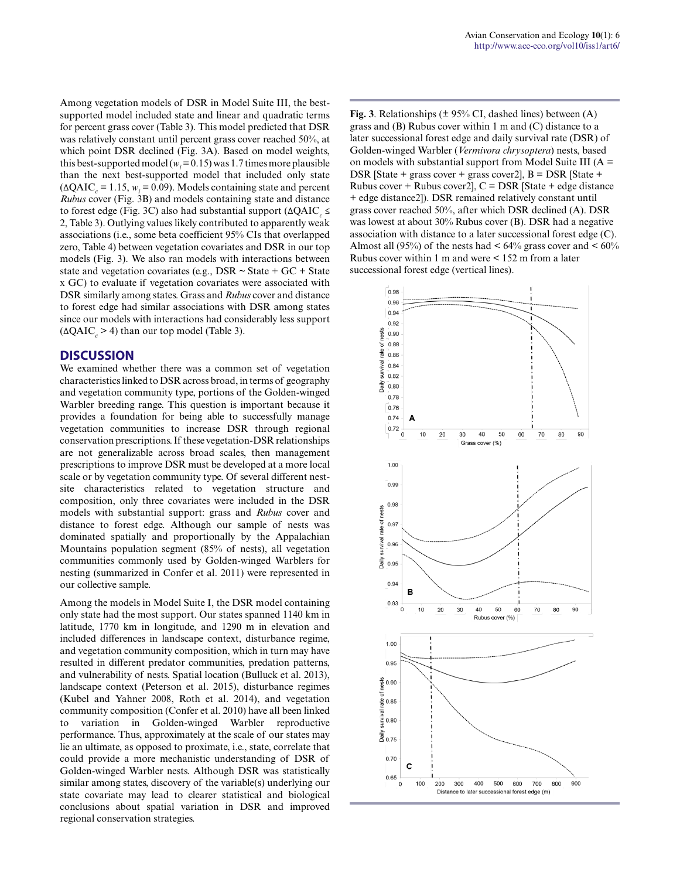Among vegetation models of DSR in Model Suite III, the best-supported model included state and linear and quadratic terms for percent grass cover (Table 3). This model predicted that DSR was relatively constant until percent grass cover reached 50%, at which point DSR declined (Fig. 3A). Based on model weights, this best-supported model ($w_i = 0.15$) was 1.7 times more plausible than the next best-supported model that included only state ($\Delta QAIC_c = 1.15$, $w_i = 0.09$). Models containing state and percent *Rubus* cover (Fig. 3B) and models containing state and distance to forest edge (Fig. 3C) also had substantial support ($\Delta QAIC_c \leq 2$, Table 3). Outlying values likely contributed to apparently weak associations (i.e., some beta coefficient 95% CIs that overlapped zero, Table 4) between vegetation covariates and DSR in our top models (Fig. 3). We also ran models with interactions between state and vegetation covariates (e.g., DSR ~ State + GC + State x GC) to evaluate if vegetation covariates were associated with DSR similarly among states. Grass and *Rubus* cover and distance to forest edge had similar associations with DSR among states since our models with interactions had considerably less support ($\Delta QAIC_c > 4$) than our top model (Table 3).

## DISCUSSION

We examined whether there was a common set of vegetation characteristics linked to DSR across broad, in terms of geography and vegetation community type, portions of the Golden-winged Warbler breeding range. This question is important because it provides a foundation for being able to successfully manage vegetation communities to increase DSR through regional conservation prescriptions. If these vegetation-DSR relationships are not generalizable across broad scales, then management prescriptions to improve DSR must be developed at a more local scale or by vegetation community type. Of several different nest-site characteristics related to vegetation structure and composition, only three covariates were included in the DSR models with substantial support: grass and *Rubus* cover and distance to forest edge. Although our sample of nests was dominated spatially and proportionally by the Appalachian Mountains population segment (85% of nests), all vegetation communities commonly used by Golden-winged Warblers for nesting (summarized in Confer et al. 2011) were represented in our collective sample.

Among the models in Model Suite I, the DSR model containing only state had the most support. Our states spanned 1140 km in latitude, 1770 km in longitude, and 1290 m in elevation and included differences in landscape context, disturbance regime, and vegetation community composition, which in turn may have resulted in different predator communities, predation patterns, and vulnerability of nests. Spatial location (Bulluck et al. 2013), landscape context (Peterson et al. 2015), disturbance regimes (Kubel and Yahner 2008, Roth et al. 2014), and vegetation community composition (Confer et al. 2010) have all been linked to variation in Golden-winged Warbler reproductive performance. Thus, approximately at the scale of our states may lie an ultimate, as opposed to proximate, i.e., state, correlate that could provide a more mechanistic understanding of DSR of Golden-winged Warbler nests. Although DSR was statistically similar among states, discovery of the variable(s) underlying our state covariate may lead to clearer statistical and biological conclusions about spatial variation in DSR and improved regional conservation strategies.

**Fig. 3**. Relationships (± 95% CI, dashed lines) between (A) grass and (B) Rubus cover within 1 m and (C) distance to a later successional forest edge and daily survival rate (DSR) of Golden-winged Warbler (*Vermivora chrysoptera*) nests, based on models with substantial support from Model Suite III (A = DSR [State + grass cover + grass cover2], B = DSR [State + Rubus cover + Rubus cover2], C = DSR [State + edge distance + edge distance2]). DSR remained relatively constant until grass cover reached 50%, after which DSR declined (A). DSR was lowest at about 30% Rubus cover (B). DSR had a negative association with distance to a later successional forest edge (C). Almost all (95%) of the nests had < 64% grass cover and < 60% Rubus cover within 1 m and were < 152 m from a later successional forest edge (vertical lines).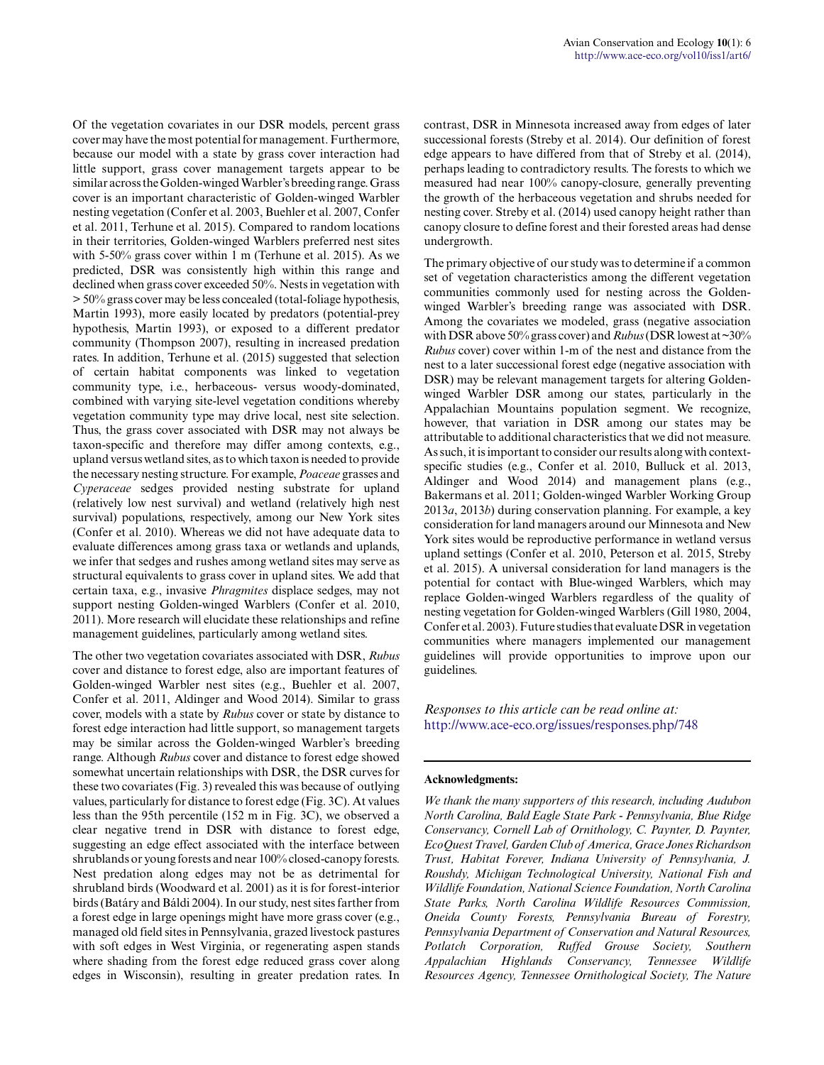Of the vegetation covariates in our DSR models, percent grass cover may have the most potential for management. Furthermore, because our model with a state by grass cover interaction had little support, grass cover management targets appear to be similar across the Golden-winged Warbler's breeding range. Grass cover is an important characteristic of Golden-winged Warbler nesting vegetation (Confer et al. 2003, Buehler et al. 2007, Confer et al. 2011, Terhune et al. 2015). Compared to random locations in their territories, Golden-winged Warblers preferred nest sites with 5-50% grass cover within 1 m (Terhune et al. 2015). As we predicted, DSR was consistently high within this range and declined when grass cover exceeded 50%. Nests in vegetation with > 50% grass cover may be less concealed (total-foliage hypothesis, Martin 1993), more easily located by predators (potential-prey hypothesis, Martin 1993), or exposed to a different predator community (Thompson 2007), resulting in increased predation rates. In addition, Terhune et al. (2015) suggested that selection of certain habitat components was linked to vegetation community type, i.e., herbaceous- versus woody-dominated, combined with varying site-level vegetation conditions whereby vegetation community type may drive local, nest site selection. Thus, the grass cover associated with DSR may not always be taxon-specific and therefore may differ among contexts, e.g., upland versus wetland sites, as to which taxon is needed to provide the necessary nesting structure. For example, *Poaceae* grasses and *Cyperaceae* sedges provided nesting substrate for upland (relatively low nest survival) and wetland (relatively high nest survival) populations, respectively, among our New York sites (Confer et al. 2010). Whereas we did not have adequate data to evaluate differences among grass taxa or wetlands and uplands, we infer that sedges and rushes among wetland sites may serve as structural equivalents to grass cover in upland sites. We add that certain taxa, e.g., invasive *Phragmites* displace sedges, may not support nesting Golden-winged Warblers (Confer et al. 2010, 2011). More research will elucidate these relationships and refine management guidelines, particularly among wetland sites.

The other two vegetation covariates associated with DSR, *Rubus* cover and distance to forest edge, also are important features of Golden-winged Warbler nest sites (e.g., Buehler et al. 2007, Confer et al. 2011, Aldinger and Wood 2014). Similar to grass cover, models with a state by *Rubus* cover or state by distance to forest edge interaction had little support, so management targets may be similar across the Golden-winged Warbler's breeding range. Although *Rubus* cover and distance to forest edge showed somewhat uncertain relationships with DSR, the DSR curves for these two covariates (Fig. 3) revealed this was because of outlying values, particularly for distance to forest edge (Fig. 3C). At values less than the 95th percentile (152 m in Fig. 3C), we observed a clear negative trend in DSR with distance to forest edge, suggesting an edge effect associated with the interface between shrublands or young forests and near 100% closed-canopy forests. Nest predation along edges may not be as detrimental for shrubland birds (Woodward et al. 2001) as it is for forest-interior birds (Batáry and Báldi 2004). In our study, nest sites farther from a forest edge in large openings might have more grass cover (e.g., managed old field sites in Pennsylvania, grazed livestock pastures with soft edges in West Virginia, or regenerating aspen stands where shading from the forest edge reduced grass cover along edges in Wisconsin), resulting in greater predation rates. In contrast, DSR in Minnesota increased away from edges of later successional forests (Streby et al. 2014). Our definition of forest edge appears to have differed from that of Streby et al. (2014), perhaps leading to contradictory results. The forests to which we measured had near 100% canopy-closure, generally preventing the growth of the herbaceous vegetation and shrubs needed for nesting cover. Streby et al. (2014) used canopy height rather than canopy closure to define forest and their forested areas had dense undergrowth.

The primary objective of our study was to determine if a common set of vegetation characteristics among the different vegetation communities commonly used for nesting across the Golden-winged Warbler's breeding range was associated with DSR. Among the covariates we modeled, grass (negative association with DSR above 50% grass cover) and *Rubus* (DSR lowest at ~30% *Rubus* cover) cover within 1-m of the nest and distance from the nest to a later successional forest edge (negative association with DSR) may be relevant management targets for altering Golden-winged Warbler DSR among our states, particularly in the Appalachian Mountains population segment. We recognize, however, that variation in DSR among our states may be attributable to additional characteristics that we did not measure. As such, it is important to consider our results along with context-specific studies (e.g., Confer et al. 2010, Bulluck et al. 2013, Aldinger and Wood 2014) and management plans (e.g., Bakermans et al. 2011; Golden-winged Warbler Working Group 2013*a*, 2013*b*) during conservation planning. For example, a key consideration for land managers around our Minnesota and New York sites would be reproductive performance in wetland versus upland settings (Confer et al. 2010, Peterson et al. 2015, Streby et al. 2015). A universal consideration for land managers is the potential for contact with Blue-winged Warblers, which may replace Golden-winged Warblers regardless of the quality of nesting vegetation for Golden-winged Warblers (Gill 1980, 2004, Confer et al. 2003). Future studies that evaluate DSR in vegetation communities where managers implemented our management guidelines will provide opportunities to improve upon our guidelines.

*Responses to this article can be read online at:*
http://www.ace-eco.org/issues/responses.php/748

---

**Acknowledgments:**

*We thank the many supporters of this research, including Audubon North Carolina, Bald Eagle State Park - Pennsylvania, Blue Ridge Conservancy, Cornell Lab of Ornithology, C. Paynter, D. Paynter, EcoQuest Travel, Garden Club of America, Grace Jones Richardson Trust, Habitat Forever, Indiana University of Pennsylvania, J. Roushdy, Michigan Technological University, National Fish and Wildlife Foundation, National Science Foundation, North Carolina State Parks, North Carolina Wildlife Resources Commission, Oneida County Forests, Pennsylvania Bureau of Forestry, Pennsylvania Department of Conservation and Natural Resources, Potlatch Corporation, Ruffed Grouse Society, Southern Appalachian Highlands Conservancy, Tennessee Wildlife Resources Agency, Tennessee Ornithological Society, The Nature*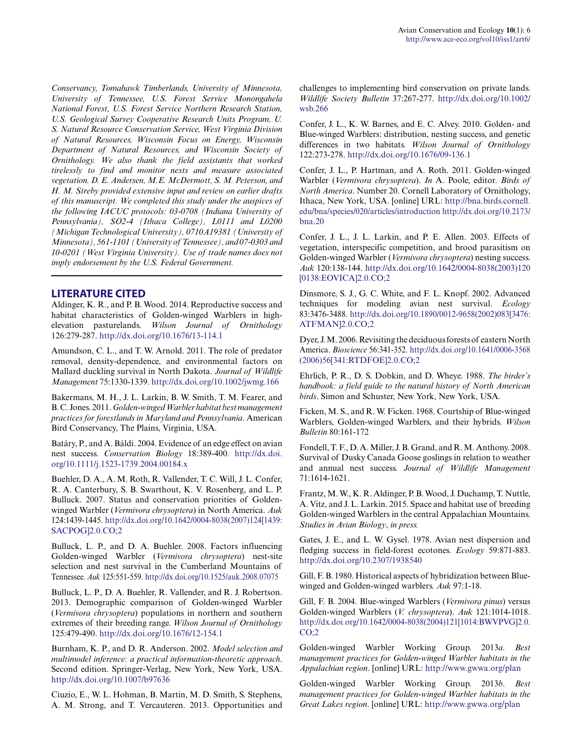*Conservancy, Tomahawk Timberlands, University of Minnesota, University of Tennessee, U.S. Forest Service Monongahela National Forest, U.S. Forest Service Northern Research Station, U.S. Geological Survey Cooperative Research Units Program, U. S. Natural Resource Conservation Service, West Virginia Division of Natural Resources, Wisconsin Focus on Energy, Wisconsin Department of Natural Resources, and Wisconsin Society of Ornithology. We also thank the field assistants that worked tirelessly to find and monitor nests and measure associated vegetation. D. E. Andersen, M.E. McDermott, S. M. Peterson, and H. M. Streby provided extensive input and review on earlier drafts of this manuscript. We completed this study under the auspices of the following IACUC protocols: 03-0708 (Indiana University of Pennsylvania), SO2-4 (Ithaca College), L0111 and L0200 (Michigan Technological University), 0710A19381 (University of Minnesota), 561-1101 (University of Tennessee), and 07-0303 and 10-0201 (West Virginia University). Use of trade names does not imply endorsement by the U.S. Federal Government.*

## LITERATURE CITED

Aldinger, K. R., and P. B. Wood. 2014. Reproductive success and habitat characteristics of Golden-winged Warblers in high-elevation pasturelands. *Wilson Journal of Ornithology* 126:279-287. http://dx.doi.org/10.1676/13-114.1

Amundson, C. L., and T. W. Arnold. 2011. The role of predator removal, density-dependence, and environmental factors on Mallard duckling survival in North Dakota. *Journal of Wildlife Management* 75:1330-1339. http://dx.doi.org/10.1002/jwmg.166

Bakermans, M. H., J. L. Larkin, B. W. Smith, T. M. Fearer, and B. C. Jones. 2011. *Golden-winged Warbler habitat best management practices for forestlands in Maryland and Pennsylvania*. American Bird Conservancy, The Plains, Virginia, USA.

Batáry, P., and A. Báldi. 2004. Evidence of an edge effect on avian nest success. *Conservation Biology* 18:389-400. http://dx.doi.org/10.1111/j.1523-1739.2004.00184.x

Buehler, D. A., A. M. Roth, R. Vallender, T. C. Will, J. L. Confer, R. A. Canterbury, S. B. Swarthout, K. V. Rosenberg, and L. P. Bulluck. 2007. Status and conservation priorities of Golden-winged Warbler (*Vermivora chrysoptera*) in North America. *Auk* 124:1439-1445. http://dx.doi.org/10.1642/0004-8038(2007)124[1439:SACPOG]2.0.CO;2

Bulluck, L. P., and D. A. Buehler. 2008. Factors influencing Golden-winged Warbler (*Vermivora chrysoptera*) nest-site selection and nest survival in the Cumberland Mountains of Tennessee. *Auk* 125:551-559. http://dx.doi.org/10.1525/auk.2008.07075

Bulluck, L. P., D. A. Buehler, R. Vallender, and R. J. Robertson. 2013. Demographic comparison of Golden-winged Warbler (*Vermivora chrysoptera*) populations in northern and southern extremes of their breeding range. *Wilson Journal of Ornithology* 125:479-490. http://dx.doi.org/10.1676/12-154.1

Burnham, K. P., and D. R. Anderson. 2002. *Model selection and multimodel inference: a practical information-theoretic approach*. Second edition. Springer-Verlag, New York, New York, USA. http://dx.doi.org/10.1007/b97636

Ciuzio, E., W. L. Hohman, B. Martin, M. D. Smith, S. Stephens, A. M. Strong, and T. Vercauteren. 2013. Opportunities and challenges to implementing bird conservation on private lands. *Wildlife Society Bulletin* 37:267-277. http://dx.doi.org/10.1002/wsb.266

Confer, J. L., K. W. Barnes, and E. C. Alvey. 2010. Golden- and Blue-winged Warblers: distribution, nesting success, and genetic differences in two habitats. *Wilson Journal of Ornithology* 122:273-278. http://dx.doi.org/10.1676/09-136.1

Confer, J. L., P. Hartman, and A. Roth. 2011. Golden-winged Warbler (*Vermivora chrysoptera*). *In* A. Poole, editor. *Birds of North America*. Number 20. Cornell Laboratory of Ornithology, Ithaca, New York, USA. [online] URL: http://bna.birds.cornell.edu/bna/species/020/articles/introduction http://dx.doi.org/10.2173/bna.20

Confer, J. L., J. L. Larkin, and P. E. Allen. 2003. Effects of vegetation, interspecific competition, and brood parasitism on Golden-winged Warbler (*Vermivora chrysoptera*) nesting success. *Auk* 120:138-144. http://dx.doi.org/10.1642/0004-8038(2003)120[0138:EOVICA]2.0.CO;2

Dinsmore, S. J., G. C. White, and F. L. Knopf. 2002. Advanced techniques for modeling avian nest survival. *Ecology* 83:3476-3488. http://dx.doi.org/10.1890/0012-9658(2002)083[3476:ATFMAN]2.0.CO;2

Dyer, J. M. 2006. Revisiting the deciduous forests of eastern North America. *Bioscience* 56:341-352. http://dx.doi.org/10.1641/0006-3568(2006)56[341:RTDFOE]2.0.CO;2

Ehrlich, P. R., D. S. Dobkin, and D. Wheye. 1988. *The birder's handbook: a field guide to the natural history of North American birds*. Simon and Schuster, New York, New York, USA.

Ficken, M. S., and R. W. Ficken. 1968. Courtship of Blue-winged Warblers, Golden-winged Warblers, and their hybrids. *Wilson Bulletin* 80:161-172

Fondell, T. F., D. A. Miller, J. B. Grand, and R. M. Anthony. 2008. Survival of Dusky Canada Goose goslings in relation to weather and annual nest success. *Journal of Wildlife Management* 71:1614-1621.

Frantz, M. W., K. R. Aldinger, P. B. Wood, J. Duchamp, T. Nuttle, A. Vitz, and J. L. Larkin. 2015. Space and habitat use of breeding Golden-winged Warblers in the central Appalachian Mountains. *Studies in Avian Biology*, *in press.*

Gates, J. E., and L. W. Gysel. 1978. Avian nest dispersion and fledging success in field-forest ecotones. *Ecology* 59:871-883. http://dx.doi.org/10.2307/1938540

Gill, F. B. 1980. Historical aspects of hybridization between Blue-winged and Golden-winged warblers. *Auk* 97:1-18.

Gill, F. B. 2004. Blue-winged Warblers (*Vermivora pinus*) versus Golden-winged Warblers (*V. chrysoptera*). *Auk* 121:1014-1018. http://dx.doi.org/10.1642/0004-8038(2004)121[1014:BWVPVG]2.0.CO;2

Golden-winged Warbler Working Group. 2013*a*. *Best management practices for Golden-winged Warbler habitats in the Appalachian region*. [online] URL: http://www.gwwa.org/plan

Golden-winged Warbler Working Group. 2013*b*. *Best management practices for Golden-winged Warbler habitats in the Great Lakes region*. [online] URL: http://www.gwwa.org/plan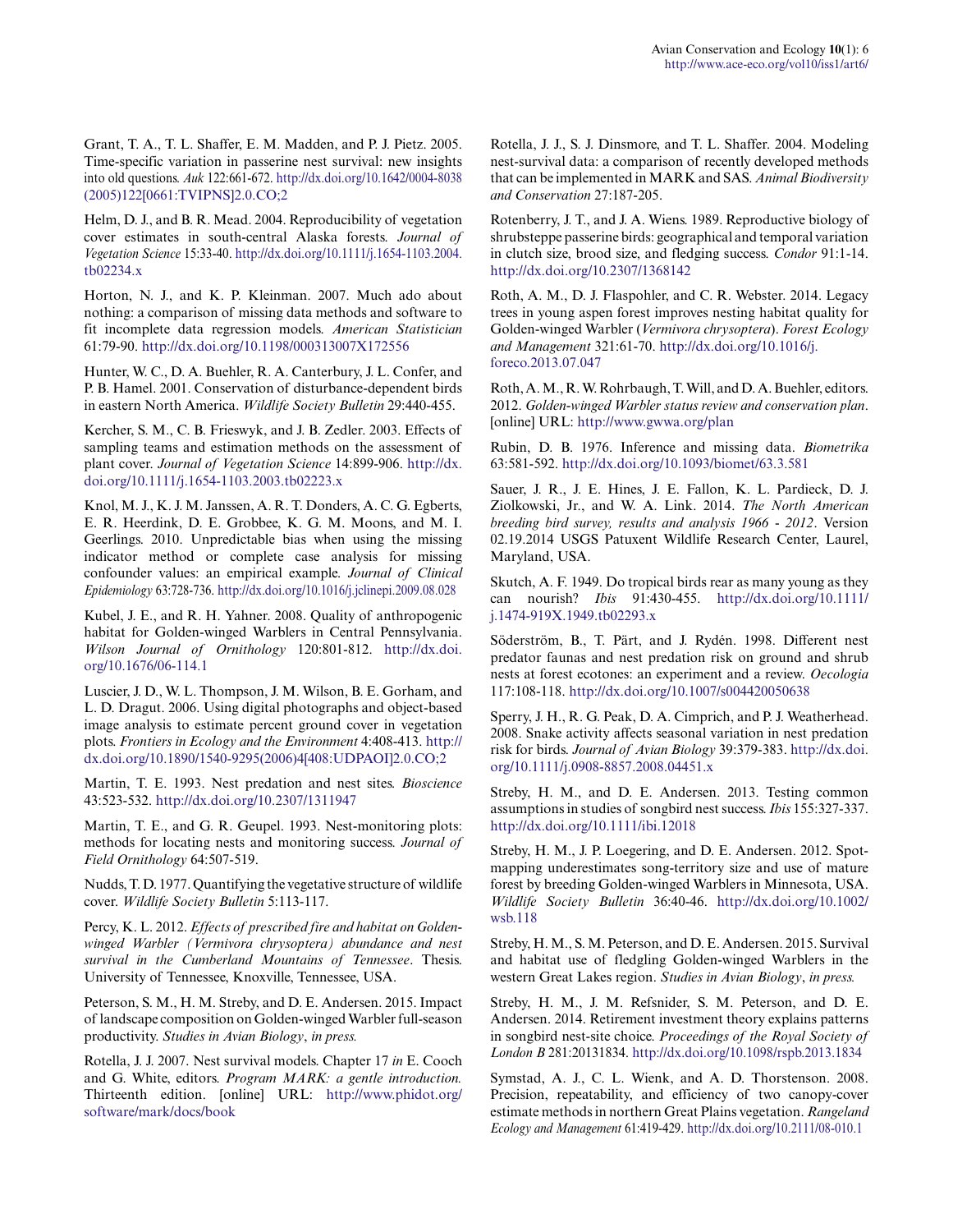Grant, T. A., T. L. Shaffer, E. M. Madden, and P. J. Pietz. 2005. Time-specific variation in passerine nest survival: new insights into old questions. *Auk* 122:661-672. http://dx.doi.org/10.1642/0004-8038(2005)122[0661:TVIPNS]2.0.CO;2

Helm, D. J., and B. R. Mead. 2004. Reproducibility of vegetation cover estimates in south-central Alaska forests. *Journal of Vegetation Science* 15:33-40. http://dx.doi.org/10.1111/j.1654-1103.2004.tb02234.x

Horton, N. J., and K. P. Kleinman. 2007. Much ado about nothing: a comparison of missing data methods and software to fit incomplete data regression models. *American Statistician* 61:79-90. http://dx.doi.org/10.1198/000313007X172556

Hunter, W. C., D. A. Buehler, R. A. Canterbury, J. L. Confer, and P. B. Hamel. 2001. Conservation of disturbance-dependent birds in eastern North America. *Wildlife Society Bulletin* 29:440-455.

Kercher, S. M., C. B. Frieswyk, and J. B. Zedler. 2003. Effects of sampling teams and estimation methods on the assessment of plant cover. *Journal of Vegetation Science* 14:899-906. http://dx.doi.org/10.1111/j.1654-1103.2003.tb02223.x

Knol, M. J., K. J. M. Janssen, A. R. T. Donders, A. C. G. Egberts, E. R. Heerdink, D. E. Grobbee, K. G. M. Moons, and M. I. Geerlings. 2010. Unpredictable bias when using the missing indicator method or complete case analysis for missing confounder values: an empirical example. *Journal of Clinical Epidemiology* 63:728-736. http://dx.doi.org/10.1016/j.jclinepi.2009.08.028

Kubel, J. E., and R. H. Yahner. 2008. Quality of anthropogenic habitat for Golden-winged Warblers in Central Pennsylvania. *Wilson Journal of Ornithology* 120:801-812. http://dx.doi.org/10.1676/06-114.1

Luscier, J. D., W. L. Thompson, J. M. Wilson, B. E. Gorham, and L. D. Dragut. 2006. Using digital photographs and object-based image analysis to estimate percent ground cover in vegetation plots. *Frontiers in Ecology and the Environment* 4:408-413. http://dx.doi.org/10.1890/1540-9295(2006)4[408:UDPAOI]2.0.CO;2

Martin, T. E. 1993. Nest predation and nest sites. *Bioscience* 43:523-532. http://dx.doi.org/10.2307/1311947

Martin, T. E., and G. R. Geupel. 1993. Nest-monitoring plots: methods for locating nests and monitoring success. *Journal of Field Ornithology* 64:507-519.

Nudds, T. D. 1977. Quantifying the vegetative structure of wildlife cover. *Wildlife Society Bulletin* 5:113-117.

Percy, K. L. 2012. *Effects of prescribed fire and habitat on Golden-winged Warbler (Vermivora chrysoptera) abundance and nest survival in the Cumberland Mountains of Tennessee*. Thesis. University of Tennessee, Knoxville, Tennessee, USA.

Peterson, S. M., H. M. Streby, and D. E. Andersen. 2015. Impact of landscape composition on Golden-winged Warbler full-season productivity. *Studies in Avian Biology*, *in press.*

Rotella, J. J. 2007. Nest survival models. Chapter 17 *in* E. Cooch and G. White, editors. *Program MARK: a gentle introduction.* Thirteenth edition. [online] URL: http://www.phidot.org/software/mark/docs/book

Rotella, J. J., S. J. Dinsmore, and T. L. Shaffer. 2004. Modeling nest-survival data: a comparison of recently developed methods that can be implemented in MARK and SAS. *Animal Biodiversity and Conservation* 27:187-205.

Rotenberry, J. T., and J. A. Wiens. 1989. Reproductive biology of shrubsteppe passerine birds: geographical and temporal variation in clutch size, brood size, and fledging success. *Condor* 91:1-14. http://dx.doi.org/10.2307/1368142

Roth, A. M., D. J. Flaspohler, and C. R. Webster. 2014. Legacy trees in young aspen forest improves nesting habitat quality for Golden-winged Warbler (*Vermivora chrysoptera*). *Forest Ecology and Management* 321:61-70. http://dx.doi.org/10.1016/j.foreco.2013.07.047

Roth, A. M., R. W. Rohrbaugh, T. Will, and D. A. Buehler, editors. 2012. *Golden-winged Warbler status review and conservation plan*. [online] URL: http://www.gwwa.org/plan

Rubin, D. B. 1976. Inference and missing data. *Biometrika* 63:581-592. http://dx.doi.org/10.1093/biomet/63.3.581

Sauer, J. R., J. E. Hines, J. E. Fallon, K. L. Pardieck, D. J. Ziolkowski, Jr., and W. A. Link. 2014. *The North American breeding bird survey, results and analysis 1966 - 2012*. Version 02.19.2014 USGS Patuxent Wildlife Research Center, Laurel, Maryland, USA.

Skutch, A. F. 1949. Do tropical birds rear as many young as they can nourish? *Ibis* 91:430-455. http://dx.doi.org/10.1111/j.1474-919X.1949.tb02293.x

Söderström, B., T. Pärt, and J. Rydén. 1998. Different nest predator faunas and nest predation risk on ground and shrub nests at forest ecotones: an experiment and a review. *Oecologia* 117:108-118. http://dx.doi.org/10.1007/s004420050638

Sperry, J. H., R. G. Peak, D. A. Cimprich, and P. J. Weatherhead. 2008. Snake activity affects seasonal variation in nest predation risk for birds. *Journal of Avian Biology* 39:379-383. http://dx.doi.org/10.1111/j.0908-8857.2008.04451.x

Streby, H. M., and D. E. Andersen. 2013. Testing common assumptions in studies of songbird nest success. *Ibis* 155:327-337. http://dx.doi.org/10.1111/ibi.12018

Streby, H. M., J. P. Loegering, and D. E. Andersen. 2012. Spot-mapping underestimates song-territory size and use of mature forest by breeding Golden-winged Warblers in Minnesota, USA. *Wildlife Society Bulletin* 36:40-46. http://dx.doi.org/10.1002/wsb.118

Streby, H. M., S. M. Peterson, and D. E. Andersen. 2015. Survival and habitat use of fledgling Golden-winged Warblers in the western Great Lakes region. *Studies in Avian Biology*, *in press.*

Streby, H. M., J. M. Refsnider, S. M. Peterson, and D. E. Andersen. 2014. Retirement investment theory explains patterns in songbird nest-site choice. *Proceedings of the Royal Society of London B* 281:20131834. http://dx.doi.org/10.1098/rspb.2013.1834

Symstad, A. J., C. L. Wienk, and A. D. Thorstenson. 2008. Precision, repeatability, and efficiency of two canopy-cover estimate methods in northern Great Plains vegetation. *Rangeland Ecology and Management* 61:419-429. http://dx.doi.org/10.2111/08-010.1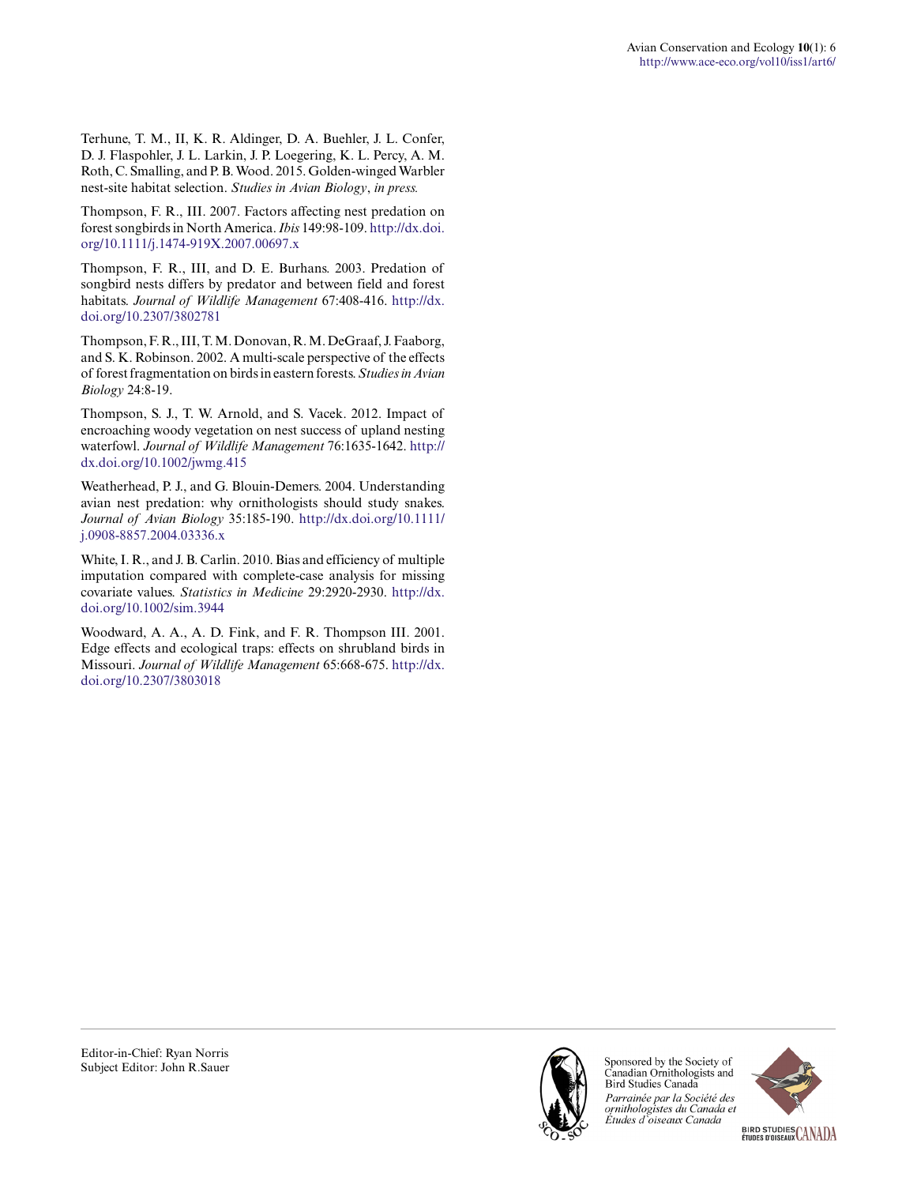Terhune, T. M., II, K. R. Aldinger, D. A. Buehler, J. L. Confer, D. J. Flaspohler, J. L. Larkin, J. P. Loegering, K. L. Percy, A. M. Roth, C. Smalling, and P. B. Wood. 2015. Golden-winged Warbler nest-site habitat selection. *Studies in Avian Biology*, *in press.*

Thompson, F. R., III. 2007. Factors affecting nest predation on forest songbirds in North America. *Ibis* 149:98-109. http://dx.doi.org/10.1111/j.1474-919X.2007.00697.x

Thompson, F. R., III, and D. E. Burhans. 2003. Predation of songbird nests differs by predator and between field and forest habitats. *Journal of Wildlife Management* 67:408-416. http://dx.doi.org/10.2307/3802781

Thompson, F. R., III, T. M. Donovan, R. M. DeGraaf, J. Faaborg, and S. K. Robinson. 2002. A multi-scale perspective of the effects of forest fragmentation on birds in eastern forests. *Studies in Avian Biology* 24:8-19.

Thompson, S. J., T. W. Arnold, and S. Vacek. 2012. Impact of encroaching woody vegetation on nest success of upland nesting waterfowl. *Journal of Wildlife Management* 76:1635-1642. http://dx.doi.org/10.1002/jwmg.415

Weatherhead, P. J., and G. Blouin-Demers. 2004. Understanding avian nest predation: why ornithologists should study snakes. *Journal of Avian Biology* 35:185-190. http://dx.doi.org/10.1111/j.0908-8857.2004.03336.x

White, I. R., and J. B. Carlin. 2010. Bias and efficiency of multiple imputation compared with complete-case analysis for missing covariate values. *Statistics in Medicine* 29:2920-2930. http://dx.doi.org/10.1002/sim.3944

Woodward, A. A., A. D. Fink, and F. R. Thompson III. 2001. Edge effects and ecological traps: effects on shrubland birds in Missouri. *Journal of Wildlife Management* 65:668-675. http://dx.doi.org/10.2307/3803018

Editor-in-Chief: Ryan Norris
Subject Editor: John R.Sauer

Sponsored by the Society of Canadian Ornithologists and Bird Studies Canada

*Parrainée par la Société des ornithologistes du Canada et Études d'oiseaux Canada*